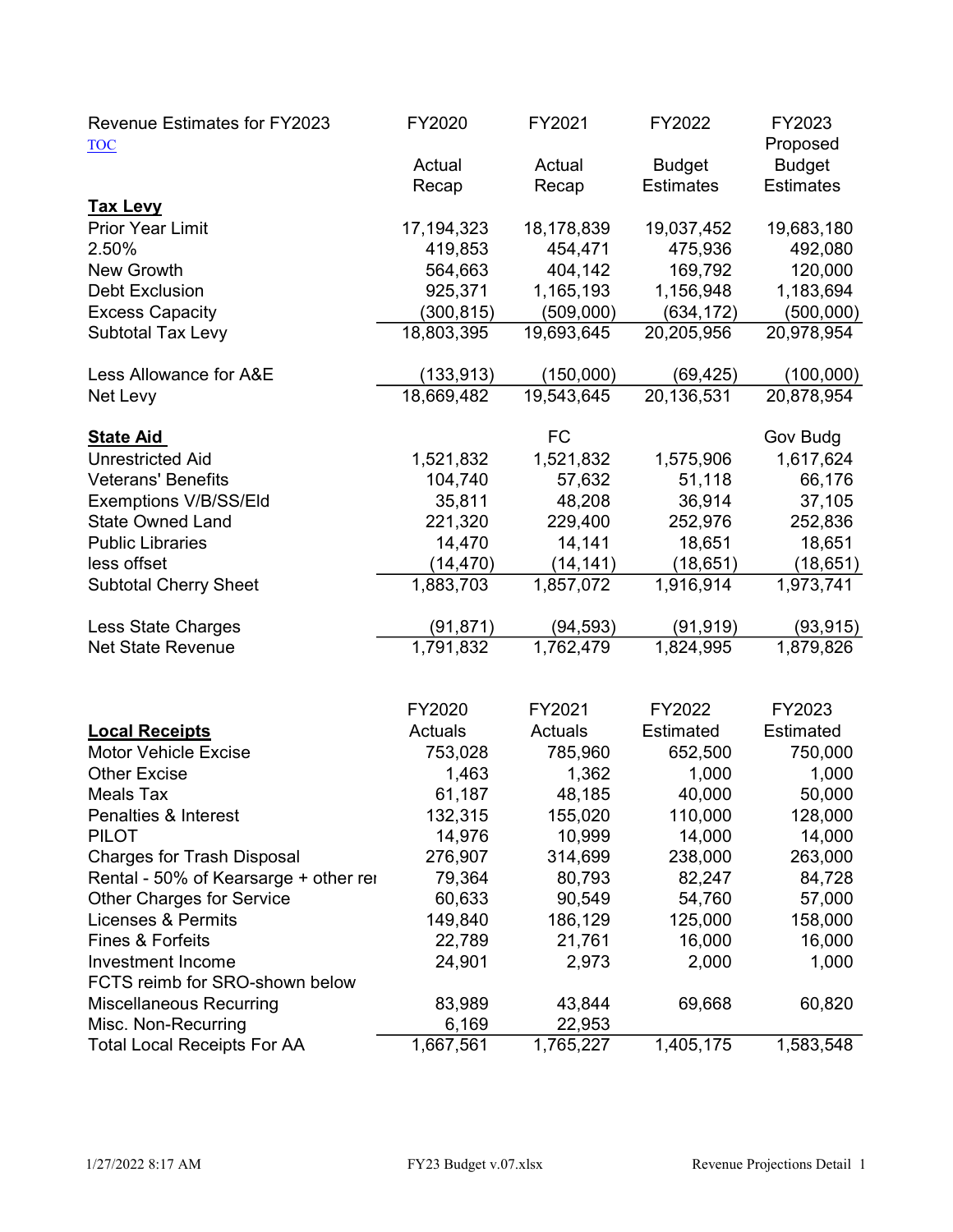| Revenue Estimates for FY2023 | FY2020 | FY2021 | FY2022 | FY2023 |
|---|---|---|---|---|
| TOC | | | | Proposed |
| | Actual Recap | Actual Recap | Budget Estimates | Budget Estimates |
| **Tax Levy** | | | | |
| Prior Year Limit | 17,194,323 | 18,178,839 | 19,037,452 | 19,683,180 |
| 2.50% | 419,853 | 454,471 | 475,936 | 492,080 |
| New Growth | 564,663 | 404,142 | 169,792 | 120,000 |
| Debt Exclusion | 925,371 | 1,165,193 | 1,156,948 | 1,183,694 |
| Excess Capacity | (300,815) | (509,000) | (634,172) | (500,000) |
| Subtotal Tax Levy | 18,803,395 | 19,693,645 | 20,205,956 | 20,978,954 |
| | | | | |
| Less Allowance for A&E | (133,913) | (150,000) | (69,425) | (100,000) |
| Net Levy | 18,669,482 | 19,543,645 | 20,136,531 | 20,878,954 |
| | | | | |
| **State Aid** | | FC | | Gov Budg |
| Unrestricted Aid | 1,521,832 | 1,521,832 | 1,575,906 | 1,617,624 |
| Veterans' Benefits | 104,740 | 57,632 | 51,118 | 66,176 |
| Exemptions V/B/SS/Eld | 35,811 | 48,208 | 36,914 | 37,105 |
| State Owned Land | 221,320 | 229,400 | 252,976 | 252,836 |
| Public Libraries | 14,470 | 14,141 | 18,651 | 18,651 |
| less offset | (14,470) | (14,141) | (18,651) | (18,651) |
| Subtotal Cherry Sheet | 1,883,703 | 1,857,072 | 1,916,914 | 1,973,741 |
| | | | | |
| Less State Charges | (91,871) | (94,593) | (91,919) | (93,915) |
| Net State Revenue | 1,791,832 | 1,762,479 | 1,824,995 | 1,879,826 |

| **Local Receipts** | FY2020 Actuals | FY2021 Actuals | FY2022 Estimated | FY2023 Estimated |
|---|---|---|---|---|
| Motor Vehicle Excise | 753,028 | 785,960 | 652,500 | 750,000 |
| Other Excise | 1,463 | 1,362 | 1,000 | 1,000 |
| Meals Tax | 61,187 | 48,185 | 40,000 | 50,000 |
| Penalties & Interest | 132,315 | 155,020 | 110,000 | 128,000 |
| PILOT | 14,976 | 10,999 | 14,000 | 14,000 |
| Charges for Trash Disposal | 276,907 | 314,699 | 238,000 | 263,000 |
| Rental - 50% of Kearsarge + other re | 79,364 | 80,793 | 82,247 | 84,728 |
| Other Charges for Service | 60,633 | 90,549 | 54,760 | 57,000 |
| Licenses & Permits | 149,840 | 186,129 | 125,000 | 158,000 |
| Fines & Forfeits | 22,789 | 21,761 | 16,000 | 16,000 |
| Investment Income | 24,901 | 2,973 | 2,000 | 1,000 |
| FCTS reimb for SRO-shown below | | | | |
| Miscellaneous Recurring | 83,989 | 43,844 | 69,668 | 60,820 |
| Misc. Non-Recurring | 6,169 | 22,953 | | |
| Total Local Receipts For AA | 1,667,561 | 1,765,227 | 1,405,175 | 1,583,548 |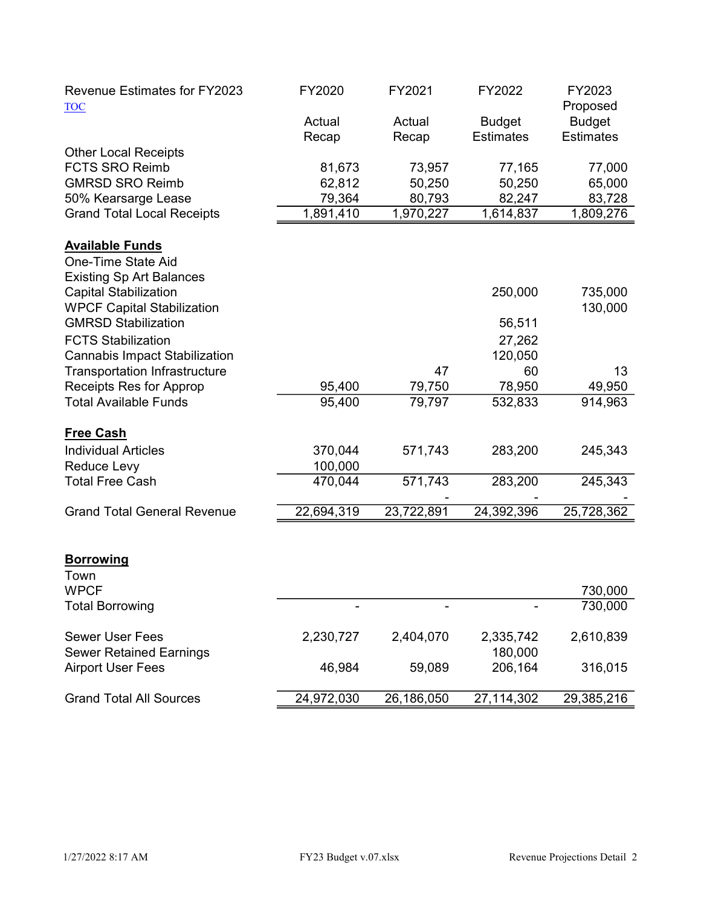| Revenue Estimates for FY2023 TOC | FY2020 Actual Recap | FY2021 Actual Recap | FY2022 Budget Estimates | FY2023 Proposed Budget Estimates |
|---|---|---|---|---|
| Other Local Receipts | | | | |
| FCTS SRO Reimb | 81,673 | 73,957 | 77,165 | 77,000 |
| GMRSD SRO Reimb | 62,812 | 50,250 | 50,250 | 65,000 |
| 50% Kearsarge Lease | 79,364 | 80,793 | 82,247 | 83,728 |
| Grand Total Local Receipts | 1,891,410 | 1,970,227 | 1,614,837 | 1,809,276 |
| | | | | |
| **Available Funds** | | | | |
| One-Time State Aid | | | | |
| Existing Sp Art Balances | | | | |
| Capital Stabilization | | | 250,000 | 735,000 |
| WPCF Capital Stabilization | | | | 130,000 |
| GMRSD Stabilization | | | 56,511 | |
| FCTS Stabilization | | | 27,262 | |
| Cannabis Impact Stabilization | | | 120,050 | |
| Transportation Infrastructure | | 47 | 60 | 13 |
| Receipts Res for Approp | 95,400 | 79,750 | 78,950 | 49,950 |
| Total Available Funds | 95,400 | 79,797 | 532,833 | 914,963 |
| | | | | |
| **Free Cash** | | | | |
| Individual Articles | 370,044 | 571,743 | 283,200 | 245,343 |
| Reduce Levy | 100,000 | | | |
| Total Free Cash | 470,044 | 571,743 | 283,200 | 245,343 |
| | | - | - | - |
| Grand Total General Revenue | 22,694,319 | 23,722,891 | 24,392,396 | 25,728,362 |
| | | | | |
| **Borrowing** | | | | |
| Town | | | | |
| WPCF | | | | 730,000 |
| Total Borrowing | - | - | - | 730,000 |
| | | | | |
| Sewer User Fees | 2,230,727 | 2,404,070 | 2,335,742 | 2,610,839 |
| Sewer Retained Earnings | | | 180,000 | |
| Airport User Fees | 46,984 | 59,089 | 206,164 | 316,015 |
| | | | | |
| Grand Total All Sources | 24,972,030 | 26,186,050 | 27,114,302 | 29,385,216 |